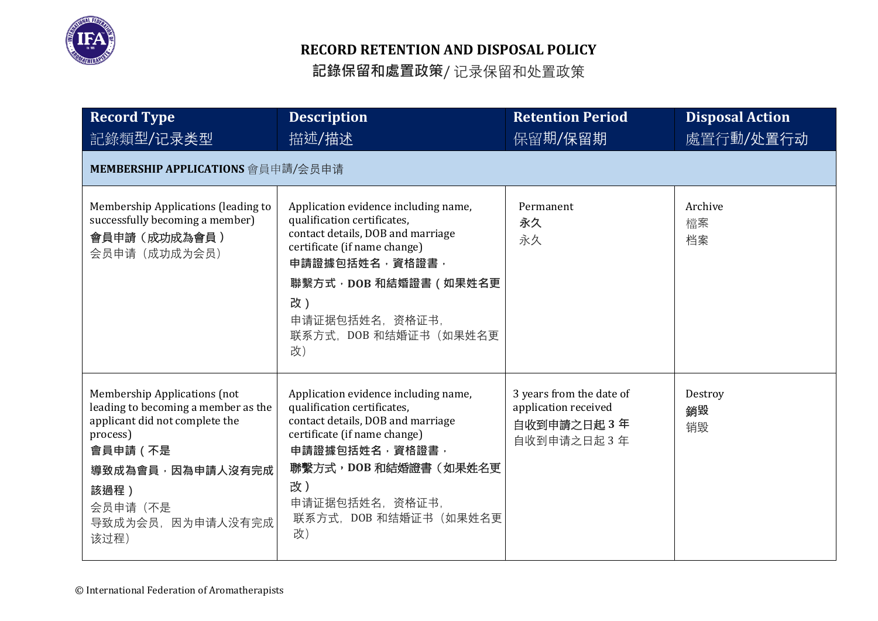# RECORD RETENTION AND DISPOSAL POLICY

## 記錄保留和處置政策/ 记录保留和处置政策

| Record Type 記錄類型/记录类型 | Description 描述/描述 | Retention Period 保留期/保留期 | Disposal Action 處置行動/处置行动 |
|---|---|---|---|
| **MEMBERSHIP APPLICATIONS** 會員申請/会员申请 | | | |
| Membership Applications (leading to successfully becoming a member) **會員申請（成功成為會員）** 会员申请（成功成为会员） | Application evidence including name, qualification certificates, contact details, DOB and marriage certificate (if name change) **申請證據包括姓名，資格證書，聯繫方式，DOB 和結婚證書（如果姓名更改）** 申请证据包括姓名，资格证书，联系方式，DOB 和结婚证书（如果姓名更改） | Permanent **永久** 永久 | Archive 檔案 档案 |
| Membership Applications (not leading to becoming a member as the applicant did not complete the process) **會員申請（不是導致成為會員，因為申請人沒有完成該過程）** 会员申请（不是导致成为会员，因为申请人没有完成该过程） | Application evidence including name, qualification certificates, contact details, DOB and marriage certificate (if name change) **申請證據包括姓名，資格證書，聯繫方式，DOB 和結婚證書（如果姓名更改）** 申请证据包括姓名，资格证书，联系方式，DOB 和结婚证书（如果姓名更改） | 3 years from the date of application received **自收到申請之日起 3 年** 自收到申请之日起 3 年 | Destroy **銷毀** 销毁 |

© International Federation of Aromatherapists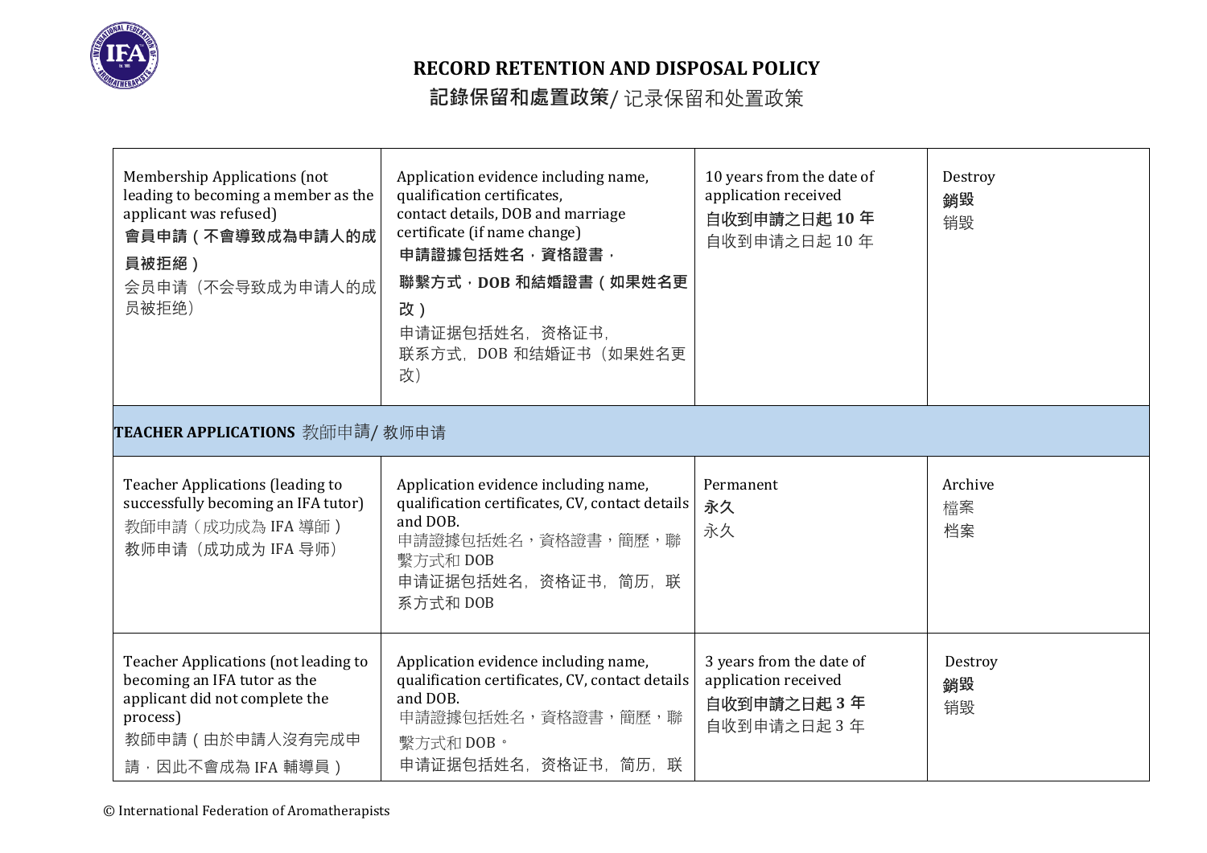# RECORD RETENTION AND DISPOSAL POLICY

## 記錄保留和處置政策/ 记录保留和处置政策

| | | | |
|---|---|---|---|
| Membership Applications (not leading to becoming a member as the applicant was refused)<br>**會員申請（不會導致成為申請人的成員被拒絕）**<br>会员申请（不会导致成为申请人的成员被拒绝） | Application evidence including name, qualification certificates, contact details, DOB and marriage certificate (if name change)<br>**申請證據包括姓名，資格證書，聯繫方式，DOB 和結婚證書（如果姓名更改）**<br>申请证据包括姓名，资格证书，联系方式，DOB 和结婚证书（如果姓名更改） | 10 years from the date of application received<br>**自收到申請之日起 10 年**<br>自收到申请之日起 10 年 | Destroy<br>**銷毀**<br>销毁 |
| **TEACHER APPLICATIONS** 教師申請/ 教师申请 | | | |
| Teacher Applications (leading to successfully becoming an IFA tutor)<br>教師申請（成功成為 IFA 導師）<br>教师申请（成功成为 IFA 导师） | Application evidence including name, qualification certificates, CV, contact details and DOB.<br>申請證據包括姓名，資格證書，簡歷，聯繫方式和 DOB<br>申请证据包括姓名，资格证书，简历，联系方式和 DOB | Permanent<br>**永久**<br>永久 | Archive<br>檔案<br>档案 |
| Teacher Applications (not leading to becoming an IFA tutor as the applicant did not complete the process)<br>教師申請（由於申請人沒有完成申請，因此不會成為 IFA 輔導員） | Application evidence including name, qualification certificates, CV, contact details and DOB.<br>申請證據包括姓名，資格證書，簡歷，聯繫方式和 DOB。<br>申请证据包括姓名，资格证书，简历，联 | 3 years from the date of application received<br>**自收到申請之日起 3 年**<br>自收到申请之日起 3 年 | Destroy<br>**銷毀**<br>销毁 |

© International Federation of Aromatherapists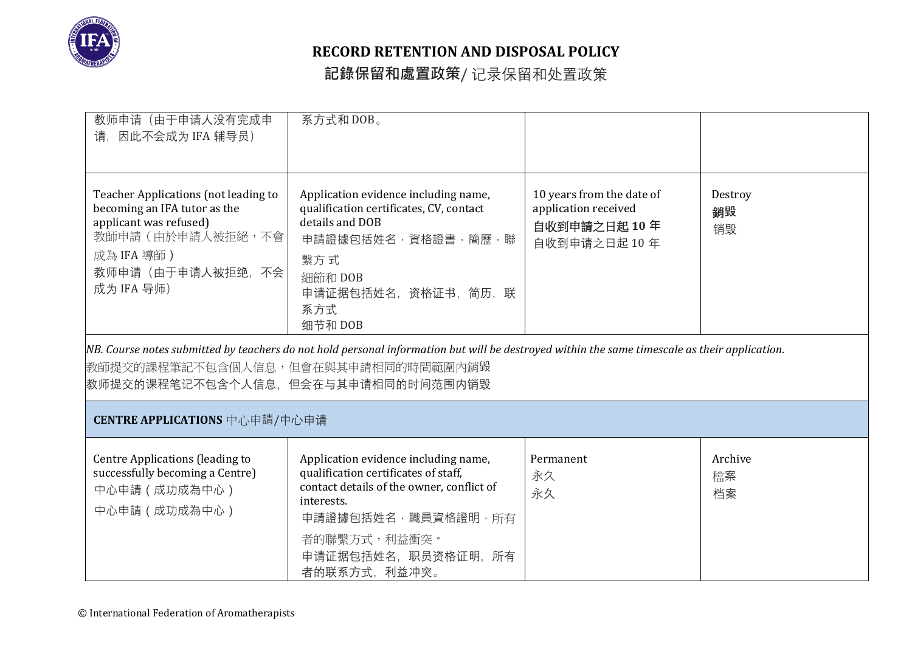# RECORD RETENTION AND DISPOSAL POLICY

## 記錄保留和處置政策/ 记录保留和处置政策

| | | | |
|---|---|---|---|
| 教师申请（由于申请人没有完成申请，因此不会成为 IFA 辅导员） | 系方式和 DOB。 | | |
| Teacher Applications (not leading to becoming an IFA tutor as the applicant was refused)<br>教師申請（由於申請人被拒絕，不會成為 IFA 導師）<br>教师申请（由于申请人被拒绝，不会成为 IFA 导师） | Application evidence including name, qualification certificates, CV, contact details and DOB<br>申請證據包括姓名，資格證書，簡歷，聯繫方 式<br>細節和 DOB<br>申请证据包括姓名，资格证书，简历，联系方式<br>细节和 DOB | 10 years from the date of application received<br>**自收到申請之日起 10 年**<br>自收到申请之日起 10 年 | Destroy<br>**銷毀**<br>销毁 |
| *NB. Course notes submitted by teachers do not hold personal information but will be destroyed within the same timescale as their application.*<br>教師提交的課程筆記不包含個人信息，但會在與其申請相同的時間範圍內銷毀<br>教师提交的课程笔记不包含个人信息，但会在与其申请相同的时间范围内销毁 | | | |
| **CENTRE APPLICATIONS** 中心申請/中心申请 | | | |
| Centre Applications (leading to successfully becoming a Centre)<br>中心申請（成功成為中心）<br>中心申請（成功成為中心） | Application evidence including name, qualification certificates of staff, contact details of the owner, conflict of interests.<br>申請證據包括姓名，職員資格證明，所有者的聯繫方式，利益衝突。<br>申请证据包括姓名，职员资格证明，所有者的联系方式，利益冲突。 | Permanent<br>永久<br>永久 | Archive<br>檔案<br>档案 |

© International Federation of Aromatherapists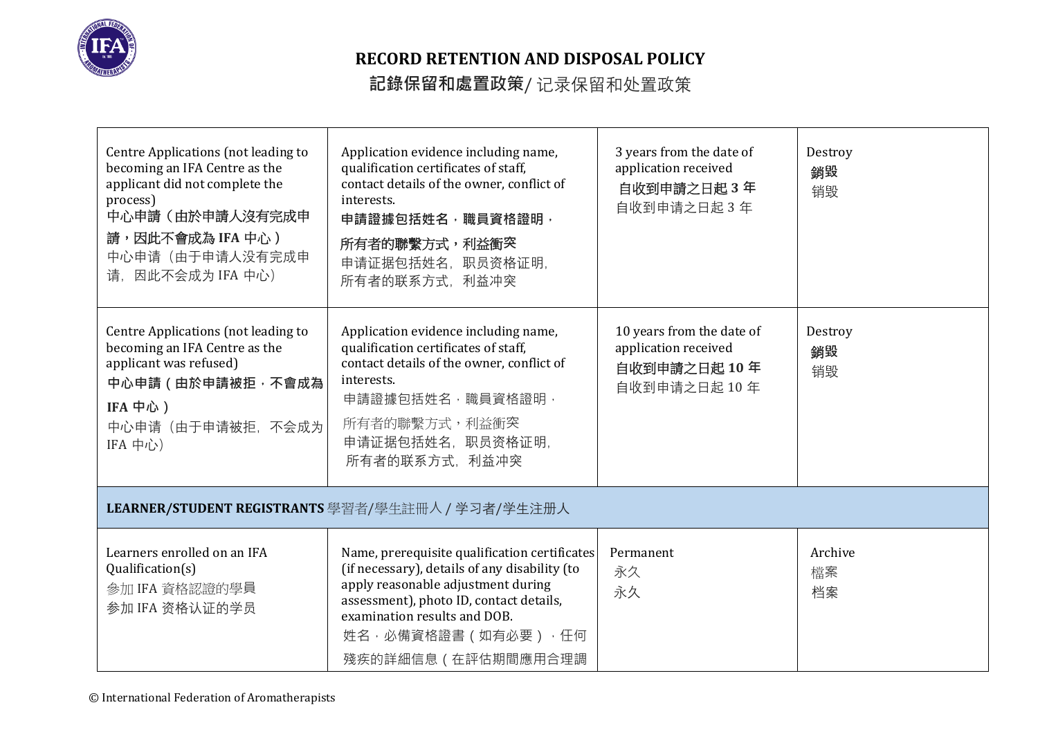# RECORD RETENTION AND DISPOSAL POLICY

## 記錄保留和處置政策/ 记录保留和处置政策

| | | | |
|---|---|---|---|
| Centre Applications (not leading to becoming an IFA Centre as the applicant did not complete the process)<br>**中心申請（由於申請人沒有完成申請，因此不會成為 IFA 中心）**<br>中心申请（由于申请人没有完成申请，因此不会成为 IFA 中心） | Application evidence including name, qualification certificates of staff, contact details of the owner, conflict of interests.<br>**申請證據包括姓名，職員資格證明，所有者的聯繫方式，利益衝突**<br>申请证据包括姓名，职员资格证明，所有者的联系方式，利益冲突 | 3 years from the date of application received<br>**自收到申請之日起 3 年**<br>自收到申请之日起 3 年 | Destroy<br>**銷毀**<br>销毁 |
| Centre Applications (not leading to becoming an IFA Centre as the applicant was refused)<br>**中心申請（由於申請被拒，不會成為 IFA 中心）**<br>中心申请（由于申请被拒，不会成为 IFA 中心） | Application evidence including name, qualification certificates of staff, contact details of the owner, conflict of interests.<br>申請證據包括姓名，職員資格證明，所有者的聯繫方式，利益衝突<br>申请证据包括姓名，职员资格证明，所有者的联系方式，利益冲突 | 10 years from the date of application received<br>**自收到申請之日起 10 年**<br>自收到申请之日起 10 年 | Destroy<br>**銷毀**<br>销毁 |
| **LEARNER/STUDENT REGISTRANTS** 學習者/學生註冊人 / 学习者/学生注册人 | | | |
| Learners enrolled on an IFA Qualification(s)<br>參加 IFA 資格認證的學員<br>参加 IFA 资格认证的学员 | Name, prerequisite qualification certificates (if necessary), details of any disability (to apply reasonable adjustment during assessment), photo ID, contact details, examination results and DOB.<br>姓名，必備資格證書（如有必要），任何殘疾的詳細信息（在評估期間應用合理調 | Permanent<br>永久<br>永久 | Archive<br>檔案<br>档案 |

© International Federation of Aromatherapists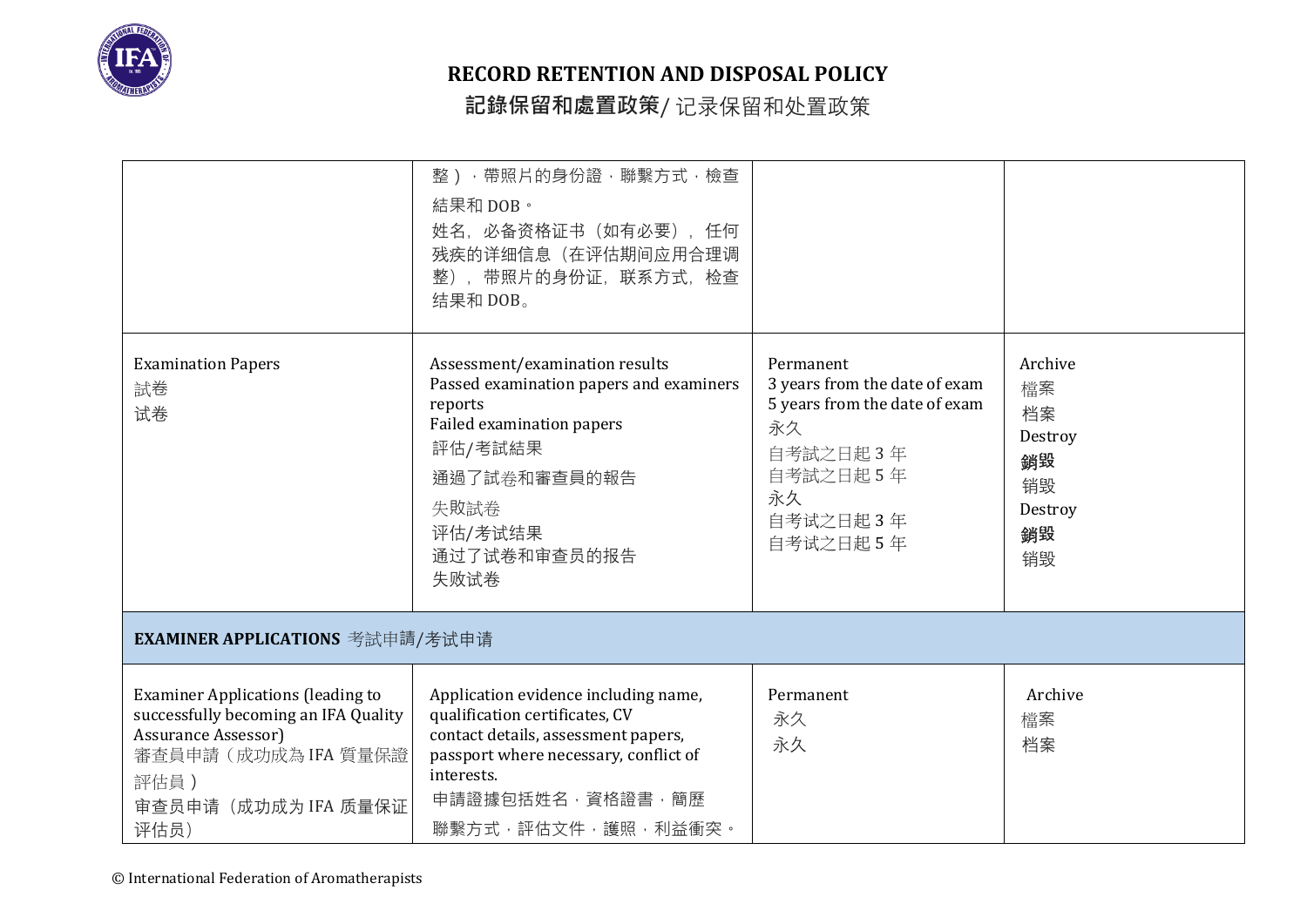# RECORD RETENTION AND DISPOSAL POLICY

## 記錄保留和處置政策/ 记录保留和处置政策

| | | | |
|---|---|---|---|
| | 整），帶照片的身份證，聯繫方式，檢查結果和 DOB。<br>姓名，必备资格证书（如有必要），任何残疾的详细信息（在评估期间应用合理调整），带照片的身份证，联系方式，检查结果和 DOB。 | | |
| Examination Papers<br>試卷<br>试卷 | Assessment/examination results<br>Passed examination papers and examiners reports<br>Failed examination papers<br>評估/考試結果<br>通過了試卷和審查員的報告<br>失敗試卷<br>评估/考试结果<br>通过了试卷和审查员的报告<br>失败试卷 | Permanent<br>3 years from the date of exam<br>5 years from the date of exam<br>永久<br>自考試之日起 3 年<br>自考試之日起 5 年<br>永久<br>自考试之日起 3 年<br>自考试之日起 5 年 | Archive<br>檔案<br>档案<br>Destroy<br>**銷毀**<br>销毁<br>Destroy<br>**銷毀**<br>销毁 |
| **EXAMINER APPLICATIONS** 考試申請/考试申请 | | | |
| Examiner Applications (leading to successfully becoming an IFA Quality Assurance Assessor)<br>審查員申請（成功成為 IFA 質量保證評估員）<br>审查员申请（成功成为 IFA 质量保证评估员） | Application evidence including name, qualification certificates, CV contact details, assessment papers, passport where necessary, conflict of interests.<br>申請證據包括姓名，資格證書，簡歷聯繫方式，評估文件，護照，利益衝突。 | Permanent<br>永久<br>永久 | Archive<br>檔案<br>档案 |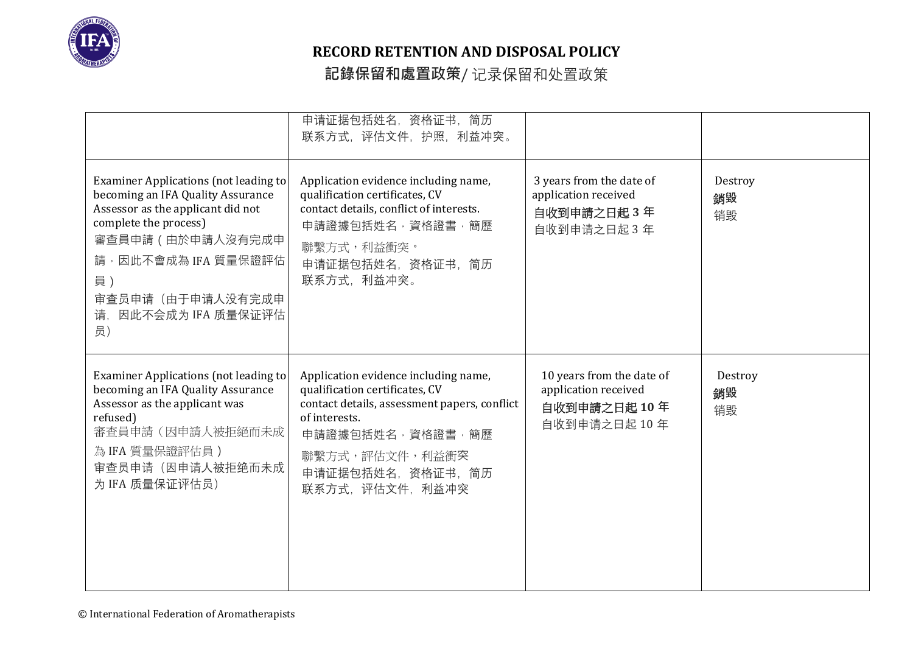# RECORD RETENTION AND DISPOSAL POLICY

## **記錄保留和處置政策**/ 记录保留和处置政策

| | | | |
|---|---|---|---|
| | 申请证据包括姓名，资格证书，简历<br>联系方式，评估文件，护照，利益冲突。 | | |
| Examiner Applications (not leading to becoming an IFA Quality Assurance Assessor as the applicant did not complete the process)<br>審查員申請（由於申請人沒有完成申請，因此不會成為 IFA 質量保證評估員）<br>审查员申请（由于申请人没有完成申请，因此不会成为 IFA 质量保证评估员） | Application evidence including name, qualification certificates, CV<br>contact details, conflict of interests.<br>申請證據包括姓名，資格證書，簡歷<br>聯繫方式，利益衝突。<br>申请证据包括姓名，资格证书，简历<br>联系方式，利益冲突。 | 3 years from the date of application received<br>**自收到申請之日起 3 年**<br>自收到申请之日起 3 年 | Destroy<br>**銷毀**<br>销毁 |
| Examiner Applications (not leading to becoming an IFA Quality Assurance Assessor as the applicant was refused)<br>審查員申請（因申請人被拒絕而未成為 IFA 質量保證評估員）<br>审查员申请（因申请人被拒绝而未成为 IFA 质量保证评估员） | Application evidence including name, qualification certificates, CV<br>contact details, assessment papers, conflict of interests.<br>申請證據包括姓名，資格證書，簡歷<br>聯繫方式，評估文件，利益衝突<br>申请证据包括姓名，资格证书，简历<br>联系方式，评估文件，利益冲突 | 10 years from the date of application received<br>**自收到申請之日起 10 年**<br>自收到申请之日起 10 年 | Destroy<br>**銷毀**<br>销毁 |

© International Federation of Aromatherapists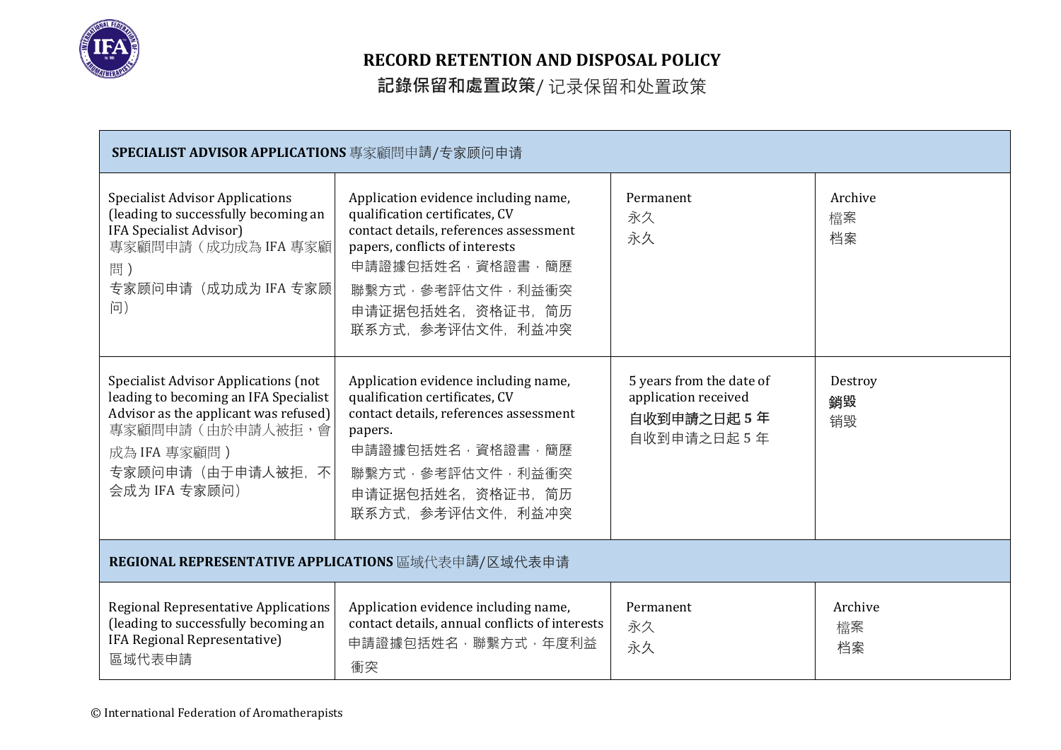# RECORD RETENTION AND DISPOSAL POLICY

**記錄保留和處置政策**/ 记录保留和处置政策

| **SPECIALIST ADVISOR APPLICATIONS** 專家顧問申請/专家顾问申请 | | | |
|---|---|---|---|
| Specialist Advisor Applications (leading to successfully becoming an IFA Specialist Advisor)<br>專家顧問申請（成功成為 IFA 專家顧問）<br>专家顾问申请（成功成为 IFA 专家顾问） | Application evidence including name, qualification certificates, CV contact details, references assessment papers, conflicts of interests<br>申請證據包括姓名，資格證書，簡歷聯繫方式，參考評估文件，利益衝突<br>申请证据包括姓名，资格证书，简历联系方式，参考评估文件，利益冲突 | Permanent<br>永久<br>永久 | Archive<br>檔案<br>档案 |
| Specialist Advisor Applications (not leading to becoming an IFA Specialist Advisor as the applicant was refused)<br>專家顧問申請（由於申請人被拒，會成為 IFA 專家顧問）<br>专家顾问申请（由于申请人被拒，不会成为 IFA 专家顾问） | Application evidence including name, qualification certificates, CV contact details, references assessment papers.<br>申請證據包括姓名，資格證書，簡歷聯繫方式，參考評估文件，利益衝突<br>申请证据包括姓名，资格证书，简历联系方式，参考评估文件，利益冲突 | 5 years from the date of application received<br>**自收到申請之日起 5 年**<br>自收到申请之日起 5 年 | Destroy<br>**銷毀**<br>销毁 |
| **REGIONAL REPRESENTATIVE APPLICATIONS** 區域代表申請/区域代表申请 | | | |
| Regional Representative Applications (leading to successfully becoming an IFA Regional Representative)<br>區域代表申請 | Application evidence including name, contact details, annual conflicts of interests<br>申請證據包括姓名，聯繫方式，年度利益衝突 | Permanent<br>永久<br>永久 | Archive<br>檔案<br>档案 |

© International Federation of Aromatherapists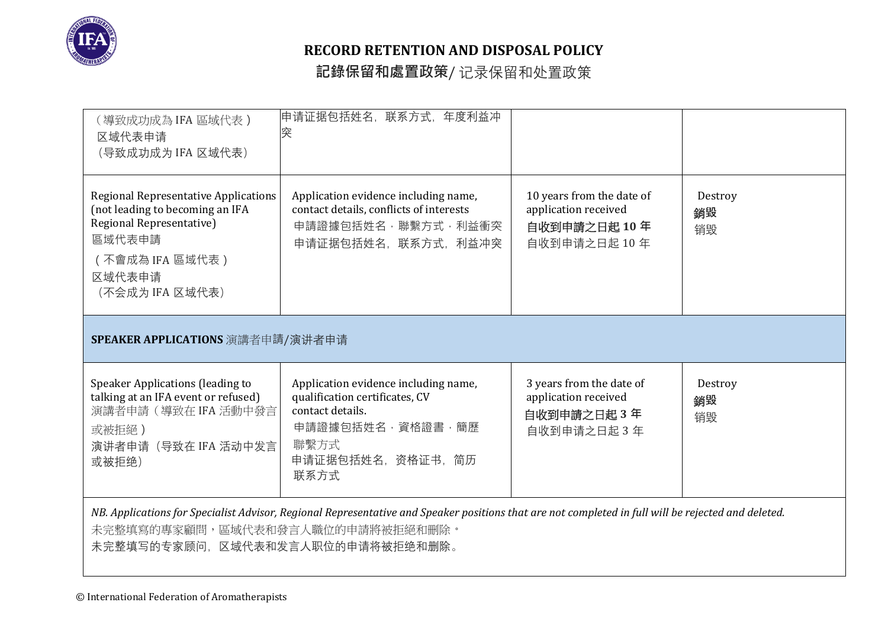# RECORD RETENTION AND DISPOSAL POLICY

## 記錄保留和處置政策/ 记录保留和处置政策

| | | | |
|---|---|---|---|
| （導致成功成為 IFA 區域代表）<br>区域代表申请<br>（导致成功成为 IFA 区域代表） | 申请证据包括姓名，联系方式，年度利益冲突 | | |
| Regional Representative Applications (not leading to becoming an IFA Regional Representative)<br>區域代表申請<br>（不會成為 IFA 區域代表）<br>区域代表申请<br>（不会成为 IFA 区域代表） | Application evidence including name, contact details, conflicts of interests<br>申請證據包括姓名，聯繫方式，利益衝突<br>申请证据包括姓名，联系方式，利益冲突 | 10 years from the date of application received<br>**自收到申請之日起 10 年**<br>自收到申请之日起 10 年 | Destroy<br>**銷毀**<br>销毁 |
| **SPEAKER APPLICATIONS** 演講者申請/演讲者申请 | | | |
| Speaker Applications (leading to talking at an IFA event or refused)<br>演講者申請（導致在 IFA 活動中發言或被拒絕）<br>演讲者申请（导致在 IFA 活动中发言或被拒绝） | Application evidence including name, qualification certificates, CV contact details.<br>申請證據包括姓名，資格證書，簡歷聯繫方式<br>申请证据包括姓名，资格证书，简历联系方式 | 3 years from the date of application received<br>**自收到申請之日起 3 年**<br>自收到申请之日起 3 年 | Destroy<br>**銷毀**<br>销毁 |
| *NB. Applications for Specialist Advisor, Regional Representative and Speaker positions that are not completed in full will be rejected and deleted.*<br>未完整填寫的專家顧問，區域代表和發言人職位的申請將被拒絕和刪除。<br>未完整填写的专家顾问，区域代表和发言人职位的申请将被拒绝和删除。 | | | |

© International Federation of Aromatherapists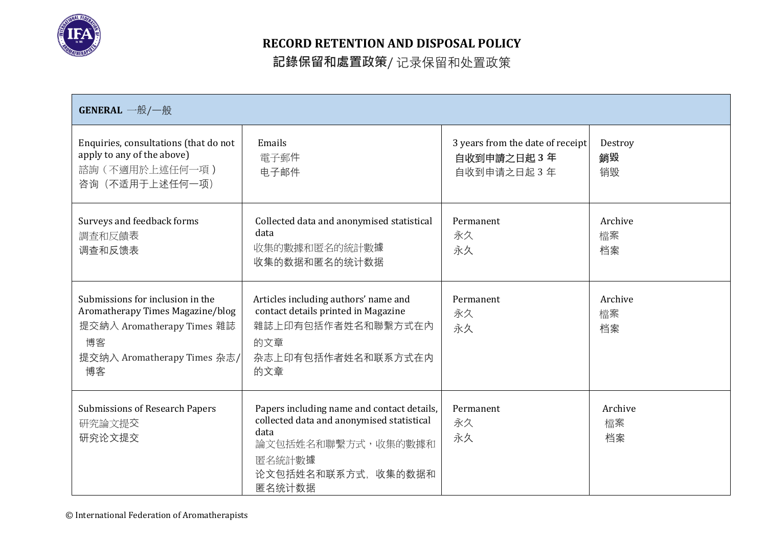# RECORD RETENTION AND DISPOSAL POLICY

## 記錄保留和處置政策/ 记录保留和处置政策

| GENERAL 一般/一般 | | | |
|---|---|---|---|
| Enquiries, consultations (that do not apply to any of the above)<br>諮詢（不適用於上述任何一項）<br>咨询（不适用于上述任何一项） | Emails<br>電子郵件<br>电子邮件 | 3 years from the date of receipt<br>**自收到申請之日起 3 年**<br>自收到申请之日起 3 年 | Destroy<br>**銷毀**<br>销毁 |
| Surveys and feedback forms<br>調查和反饋表<br>调查和反馈表 | Collected data and anonymised statistical data<br>收集的數據和匿名的統計數據<br>收集的数据和匿名的统计数据 | Permanent<br>永久<br>永久 | Archive<br>檔案<br>档案 |
| Submissions for inclusion in the Aromatherapy Times Magazine/blog<br>提交納入 Aromatherapy Times 雜誌博客<br>提交纳入 Aromatherapy Times 杂志/博客 | Articles including authors' name and contact details printed in Magazine<br>雜誌上印有包括作者姓名和聯繫方式在內的文章<br>杂志上印有包括作者姓名和联系方式在内的文章 | Permanent<br>永久<br>永久 | Archive<br>檔案<br>档案 |
| Submissions of Research Papers<br>研究論文提交<br>研究论文提交 | Papers including name and contact details, collected data and anonymised statistical data<br>論文包括姓名和聯繫方式，收集的數據和匿名統計數據<br>论文包括姓名和联系方式，收集的数据和匿名统计数据 | Permanent<br>永久<br>永久 | Archive<br>檔案<br>档案 |

© International Federation of Aromatherapists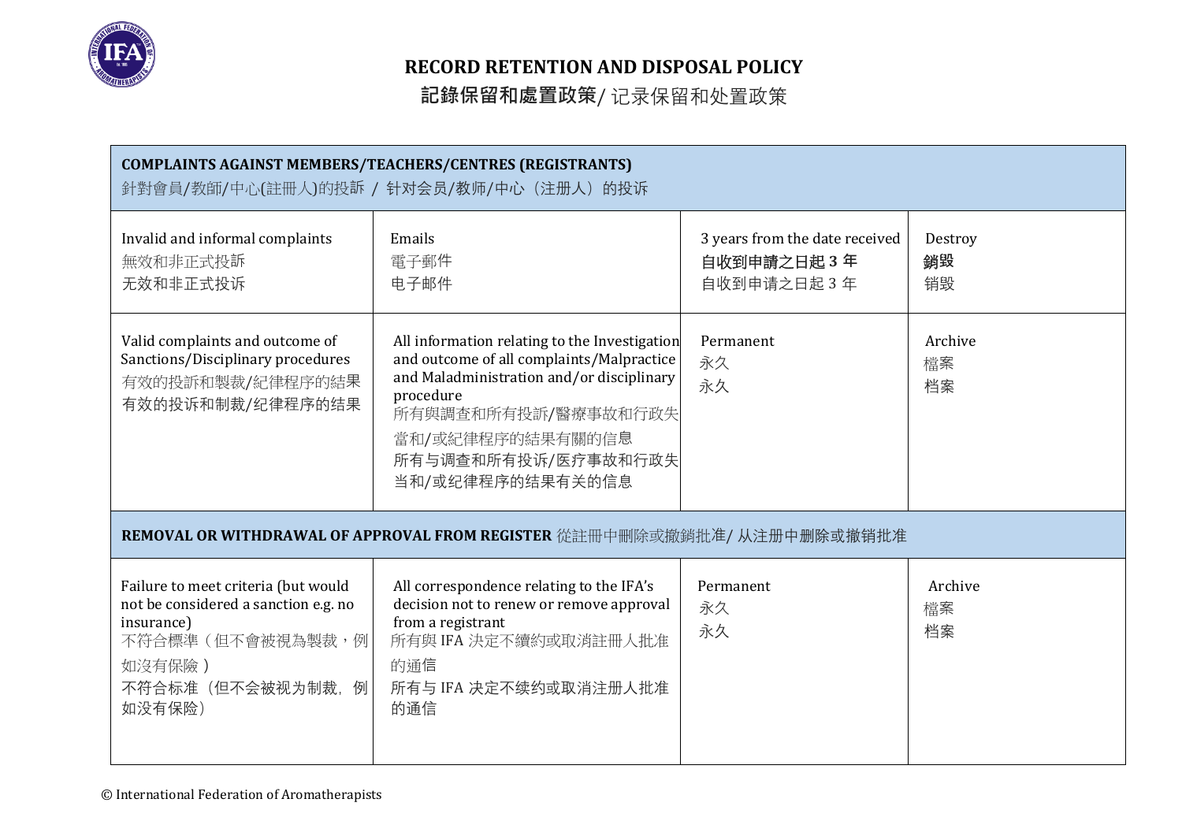# RECORD RETENTION AND DISPOSAL POLICY

## 記錄保留和處置政策/ 记录保留和处置政策

| **COMPLAINTS AGAINST MEMBERS/TEACHERS/CENTRES (REGISTRANTS)**<br>針對會員/教師/中心(註冊人)的投訴 / 针对会员/教师/中心（注册人）的投诉 | | | |
|---|---|---|---|
| Invalid and informal complaints<br>無效和非正式投訴<br>无效和非正式投诉 | Emails<br>電子郵件<br>电子邮件 | 3 years from the date received<br>**自收到申請之日起 3 年**<br>自收到申请之日起 3 年 | Destroy<br>**銷毀**<br>销毁 |
| Valid complaints and outcome of Sanctions/Disciplinary procedures<br>有效的投訴和製裁/紀律程序的結果<br>有效的投诉和制裁/纪律程序的结果 | All information relating to the Investigation and outcome of all complaints/Malpractice and Maladministration and/or disciplinary procedure<br>所有與調查和所有投訴/醫療事故和行政失當和/或紀律程序的結果有關的信息<br>所有与调查和所有投诉/医疗事故和行政失当和/或纪律程序的结果有关的信息 | Permanent<br>永久<br>永久 | Archive<br>檔案<br>档案 |
| **REMOVAL OR WITHDRAWAL OF APPROVAL FROM REGISTER** 從註冊中刪除或撤銷批准/ 从注册中删除或撤销批准 | | | |
| Failure to meet criteria (but would not be considered a sanction e.g. no insurance)<br>不符合標準（但不會被視為製裁，例如沒有保險）<br>不符合标准（但不会被视为制裁，例如没有保险） | All correspondence relating to the IFA's decision not to renew or remove approval from a registrant<br>所有與 IFA 決定不續約或取消註冊人批准的通信<br>所有与 IFA 决定不续约或取消注册人批准的通信 | Permanent<br>永久<br>永久 | Archive<br>檔案<br>档案 |

© International Federation of Aromatherapists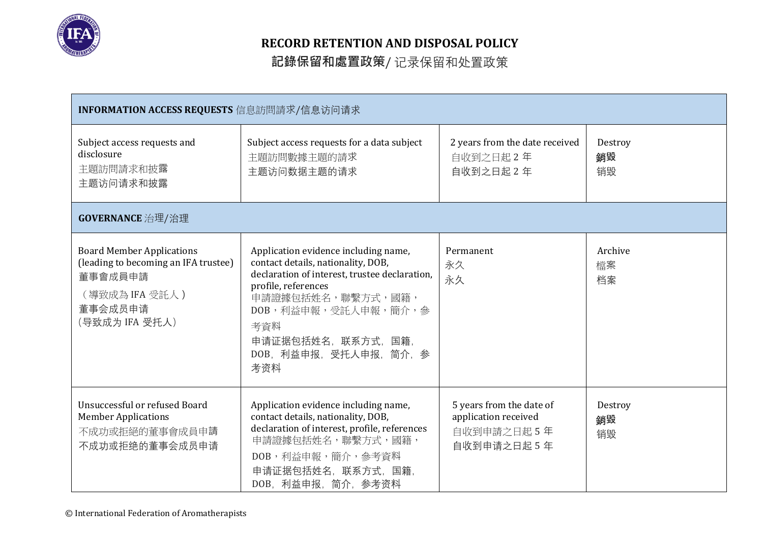# RECORD RETENTION AND DISPOSAL POLICY

## 記錄保留和處置政策/ 记录保留和处置政策

| **INFORMATION ACCESS REQUESTS** 信息訪問請求/信息访问请求 | | | |
|---|---|---|---|
| Subject access requests and disclosure<br>主題訪問請求和披露<br>主题访问请求和披露 | Subject access requests for a data subject<br>主題訪問數據主題的請求<br>主题访问数据主题的请求 | 2 years from the date received<br>自收到之日起 2 年<br>自收到之日起 2 年 | Destroy<br>**銷毀**<br>销毁 |
| **GOVERNANCE** 治理/治理 | | | |
| Board Member Applications (leading to becoming an IFA trustee)<br>董事會成員申請<br>（導致成為 IFA 受託人）<br>董事会成员申请<br>(导致成为 IFA 受托人) | Application evidence including name, contact details, nationality, DOB, declaration of interest, trustee declaration, profile, references<br>申請證據包括姓名，聯繫方式，國籍，DOB，利益申報，受託人申報，簡介，參考資料<br>申请证据包括姓名，联系方式，国籍，DOB，利益申报，受托人申报，简介，参考资料 | Permanent<br>永久<br>永久 | Archive<br>檔案<br>档案 |
| Unsuccessful or refused Board Member Applications<br>不成功或拒絕的董事會成員申請<br>不成功或拒绝的董事会成员申请 | Application evidence including name, contact details, nationality, DOB, declaration of interest, profile, references<br>申請證據包括姓名，聯繫方式，國籍，DOB，利益申報，簡介，參考資料<br>申请证据包括姓名，联系方式，国籍，DOB，利益申报，简介，参考资料 | 5 years from the date of application received<br>自收到申請之日起 5 年<br>自收到申请之日起 5 年 | Destroy<br>**銷毀**<br>销毁 |

© International Federation of Aromatherapists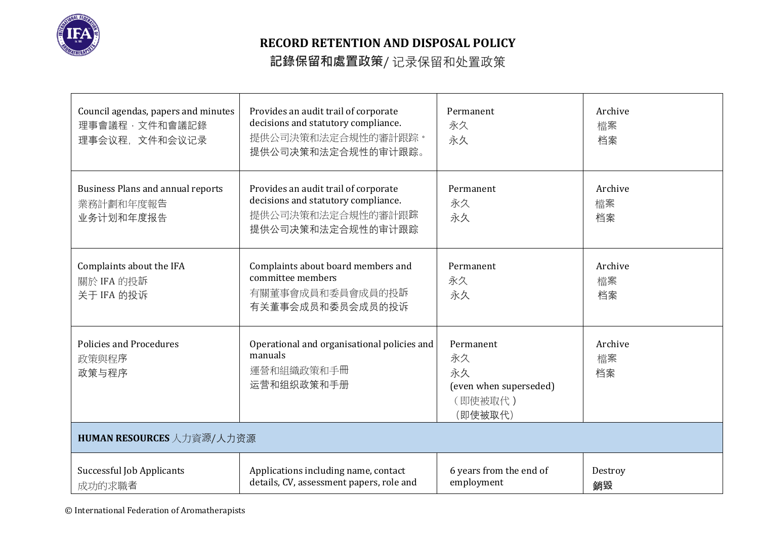# RECORD RETENTION AND DISPOSAL POLICY

## 記錄保留和處置政策/ 记录保留和处置政策

| | | | |
|---|---|---|---|
| Council agendas, papers and minutes<br>理事會議程，文件和會議記錄<br>理事会议程，文件和会议记录 | Provides an audit trail of corporate decisions and statutory compliance.<br>提供公司決策和法定合規性的審計跟踪。<br>提供公司决策和法定合规性的审计跟踪。 | Permanent<br>永久<br>永久 | Archive<br>檔案<br>档案 |
| Business Plans and annual reports<br>業務計劃和年度報告<br>业务计划和年度报告 | Provides an audit trail of corporate decisions and statutory compliance.<br>提供公司決策和法定合規性的審計跟踪<br>提供公司决策和法定合规性的审计跟踪 | Permanent<br>永久<br>永久 | Archive<br>檔案<br>档案 |
| Complaints about the IFA<br>關於 IFA 的投訴<br>关于 IFA 的投诉 | Complaints about board members and committee members<br>有關董事會成員和委員會成員的投訴<br>有关董事会成员和委员会成员的投诉 | Permanent<br>永久<br>永久 | Archive<br>檔案<br>档案 |
| Policies and Procedures<br>政策與程序<br>政策与程序 | Operational and organisational policies and manuals<br>運營和組織政策和手冊<br>运营和组织政策和手册 | Permanent<br>永久<br>永久<br>(even when superseded)<br>（即使被取代）<br>（即使被取代） | Archive<br>檔案<br>档案 |
| **HUMAN RESOURCES** 人力資源/人力资源 | | | |
| Successful Job Applicants<br>成功的求職者 | Applications including name, contact details, CV, assessment papers, role and | 6 years from the end of employment | Destroy<br>銷毀 |

© International Federation of Aromatherapists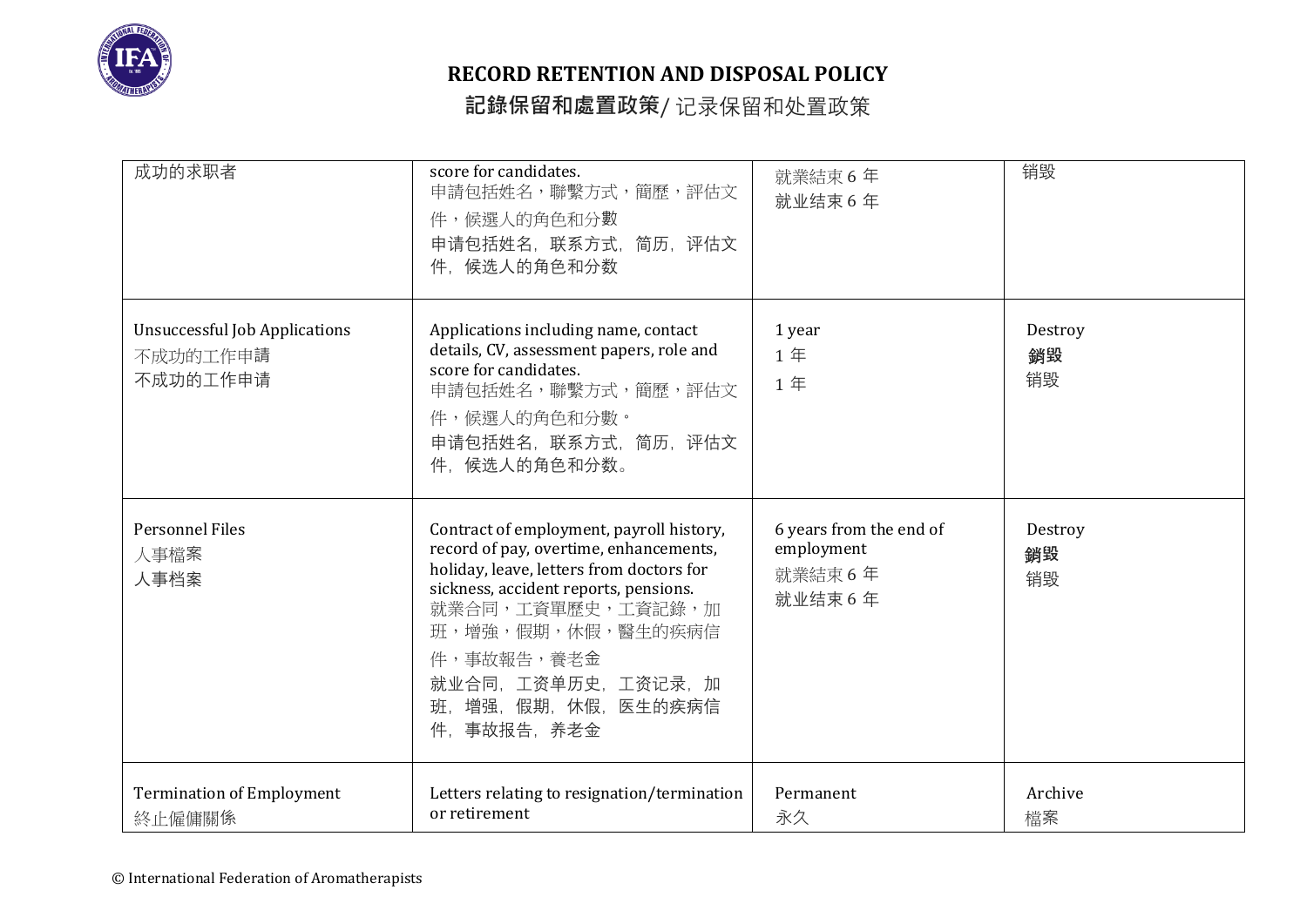# RECORD RETENTION AND DISPOSAL POLICY

## 記錄保留和處置政策/ 记录保留和处置政策

| | | | |
|---|---|---|---|
| 成功的求职者 | score for candidates.<br>申請包括姓名，聯繫方式，簡歷，評估文件，候選人的角色和分數<br>申请包括姓名，联系方式，简历，评估文件，候选人的角色和分数 | 就業結束 6 年<br>就业结束 6 年 | 销毁 |
| Unsuccessful Job Applications<br>不成功的工作申請<br>不成功的工作申请 | Applications including name, contact details, CV, assessment papers, role and score for candidates.<br>申請包括姓名，聯繫方式，簡歷，評估文件，候選人的角色和分數。<br>申请包括姓名，联系方式，简历，评估文件，候选人的角色和分数。 | 1 year<br>1 年<br>1 年 | Destroy<br>**銷毀**<br>销毁 |
| Personnel Files<br>人事檔案<br>人事档案 | Contract of employment, payroll history, record of pay, overtime, enhancements, holiday, leave, letters from doctors for sickness, accident reports, pensions.<br>就業合同，工資單歷史，工資記錄，加班，增強，假期，休假，醫生的疾病信件，事故報告，養老金<br>就业合同，工资单历史，工资记录，加班，增强，假期，休假，医生的疾病信件，事故报告，养老金 | 6 years from the end of employment<br>就業結束 6 年<br>就业结束 6 年 | Destroy<br>**銷毀**<br>销毁 |
| Termination of Employment<br>終止僱傭關係 | Letters relating to resignation/termination or retirement | Permanent<br>永久 | Archive<br>檔案 |

© International Federation of Aromatherapists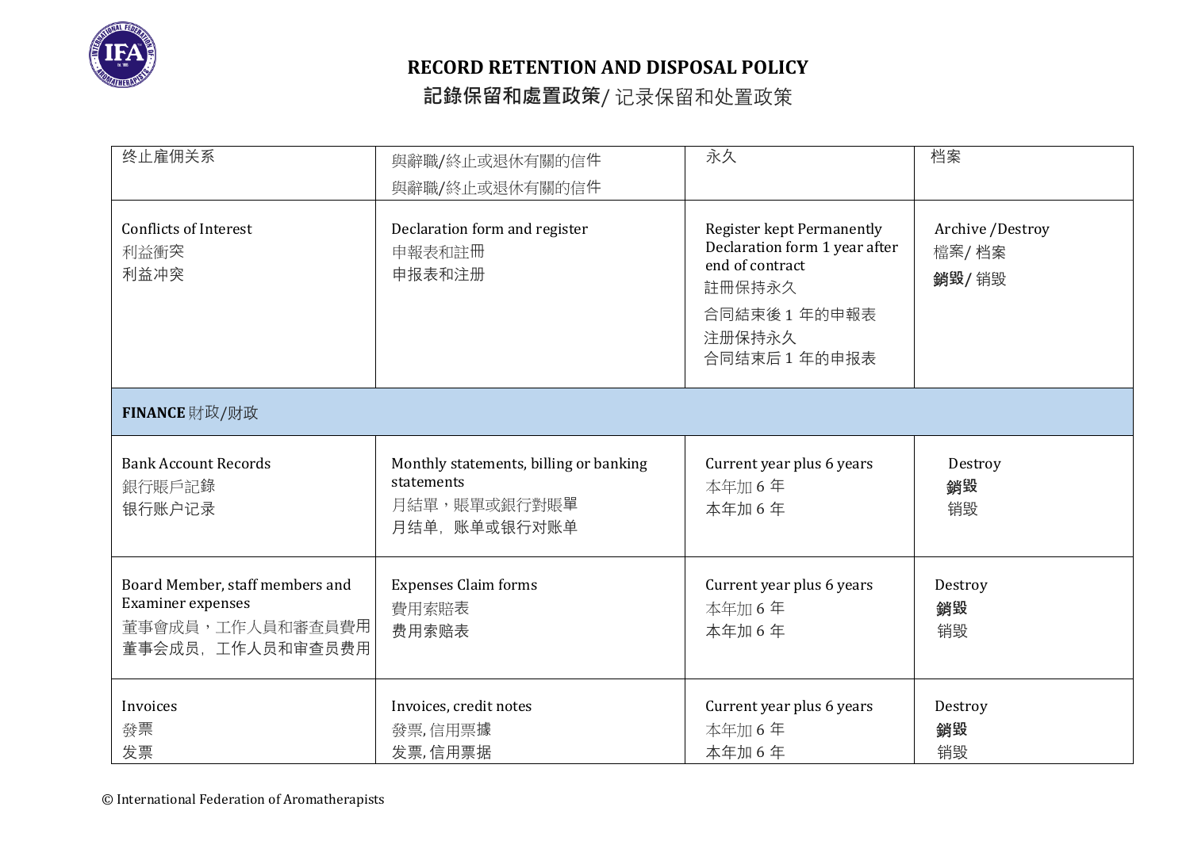# RECORD RETENTION AND DISPOSAL POLICY

## 記錄保留和處置政策/ 记录保留和处置政策

| | | | |
|---|---|---|---|
| 终止雇佣关系 | 與辭職/終止或退休有關的信件<br>與辭職/終止或退休有關的信件 | 永久 | 档案 |
| Conflicts of Interest<br>利益衝突<br>利益冲突 | Declaration form and register<br>申報表和註冊<br>申报表和注册 | Register kept Permanently<br>Declaration form 1 year after end of contract<br>註冊保持永久<br>合同結束後 1 年的申報表<br>注册保持永久<br>合同结束后 1 年的申报表 | Archive /Destroy<br>檔案/ 档案<br>**銷毀**/ 销毁 |
| **FINANCE** 財政/财政 | | | |
| Bank Account Records<br>銀行賬戶記錄<br>银行账户记录 | Monthly statements, billing or banking statements<br>月結單，賬單或銀行對賬單<br>月结单，账单或银行对账单 | Current year plus 6 years<br>本年加 6 年<br>本年加 6 年 | Destroy<br>**銷毀**<br>销毁 |
| Board Member, staff members and Examiner expenses<br>董事會成員，工作人員和審查員費用<br>董事会成员，工作人员和审查员费用 | Expenses Claim forms<br>費用索賠表<br>费用索赔表 | Current year plus 6 years<br>本年加 6 年<br>本年加 6 年 | Destroy<br>**銷毀**<br>销毁 |
| Invoices<br>發票<br>发票 | Invoices, credit notes<br>發票, 信用票據<br>发票, 信用票据 | Current year plus 6 years<br>本年加 6 年<br>本年加 6 年 | Destroy<br>**銷毀**<br>销毁 |

© International Federation of Aromatherapists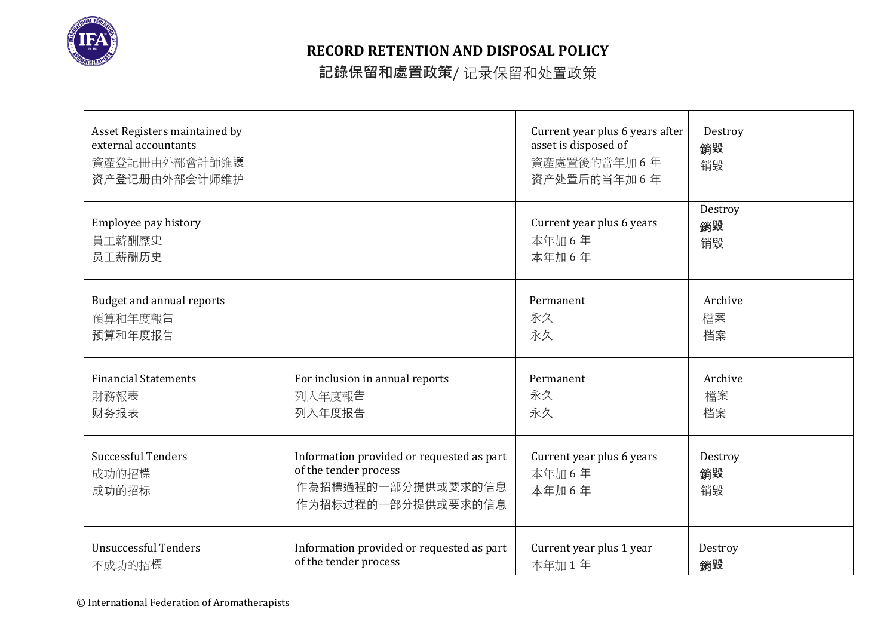# RECORD RETENTION AND DISPOSAL POLICY

## 記錄保留和處置政策/ 记录保留和处置政策

| | | | |
|---|---|---|---|
| Asset Registers maintained by external accountants<br>資產登記冊由外部會計師維護<br>资产登记册由外部会计师维护 | | Current year plus 6 years after asset is disposed of<br>資產處置後的當年加 6 年<br>资产处置后的当年加 6 年 | Destroy<br>**銷毀**<br>销毁 |
| Employee pay history<br>員工薪酬歷史<br>员工薪酬历史 | | Current year plus 6 years<br>本年加 6 年<br>本年加 6 年 | Destroy<br>**銷毀**<br>销毁 |
| Budget and annual reports<br>預算和年度報告<br>预算和年度报告 | | Permanent<br>永久<br>永久 | Archive<br>檔案<br>档案 |
| Financial Statements<br>財務報表<br>财务报表 | For inclusion in annual reports<br>列入年度報告<br>列入年度报告 | Permanent<br>永久<br>永久 | Archive<br>檔案<br>档案 |
| Successful Tenders<br>成功的招標<br>成功的招标 | Information provided or requested as part of the tender process<br>作為招標過程的一部分提供或要求的信息<br>作为招标过程的一部分提供或要求的信息 | Current year plus 6 years<br>本年加 6 年<br>本年加 6 年 | Destroy<br>**銷毀**<br>销毁 |
| Unsuccessful Tenders<br>不成功的招標 | Information provided or requested as part of the tender process | Current year plus 1 year<br>本年加 1 年 | Destroy<br>**銷毀** |

© International Federation of Aromatherapists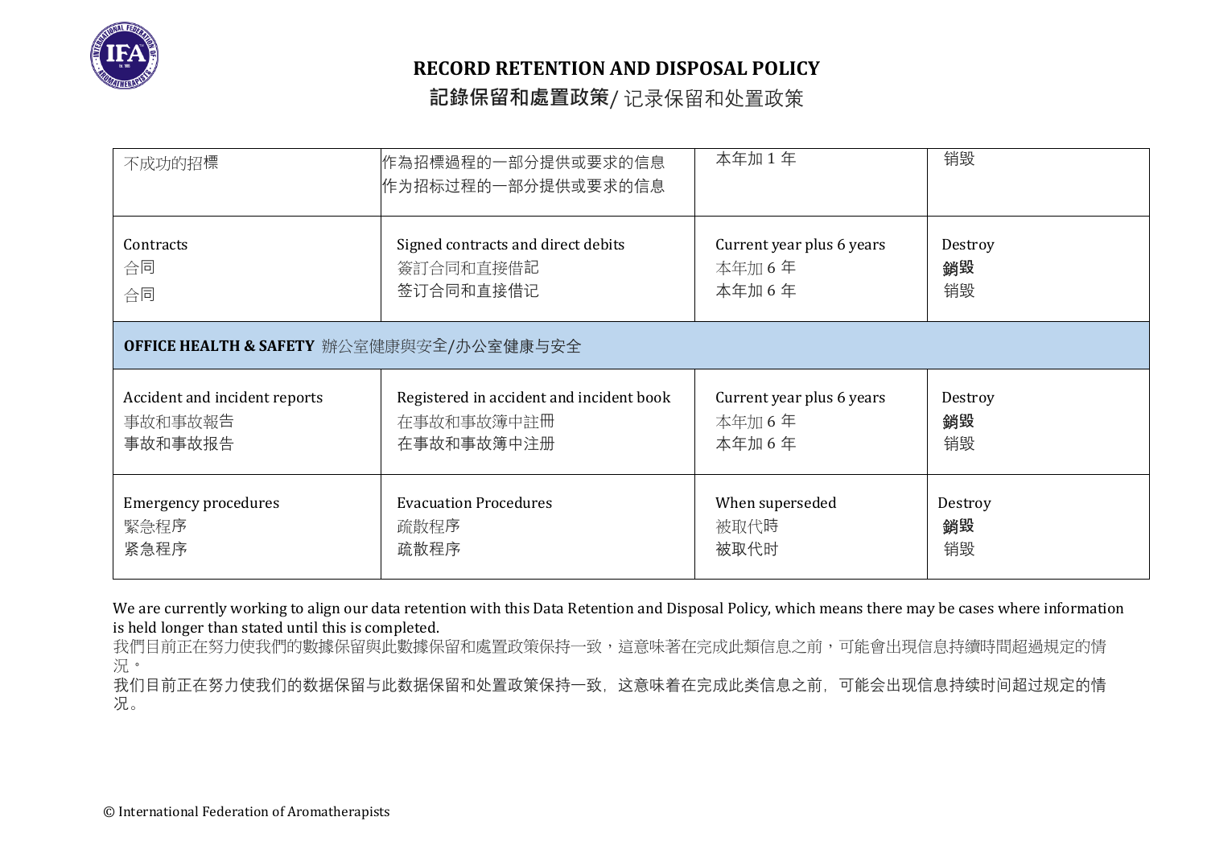# RECORD RETENTION AND DISPOSAL POLICY

## **記錄保留和處置政策**/ 记录保留和处置政策

| | | | |
|---|---|---|---|
| 不成功的招標 | 作為招標過程的一部分提供或要求的信息<br>作为招标过程的一部分提供或要求的信息 | 本年加 1 年 | 销毁 |
| Contracts<br>合同<br>合同 | Signed contracts and direct debits<br>簽訂合同和直接借記<br>签订合同和直接借记 | Current year plus 6 years<br>本年加 6 年<br>本年加 6 年 | Destroy<br>**銷毀**<br>销毁 |
| **OFFICE HEALTH & SAFETY** 辦公室健康與安全/办公室健康与安全 | | | |
| Accident and incident reports<br>事故和事故報告<br>事故和事故报告 | Registered in accident and incident book<br>在事故和事故簿中註冊<br>在事故和事故簿中注册 | Current year plus 6 years<br>本年加 6 年<br>本年加 6 年 | Destroy<br>**銷毀**<br>销毁 |
| Emergency procedures<br>緊急程序<br>紧急程序 | Evacuation Procedures<br>疏散程序<br>疏散程序 | When superseded<br>被取代時<br>被取代时 | Destroy<br>**銷毀**<br>销毁 |

We are currently working to align our data retention with this Data Retention and Disposal Policy, which means there may be cases where information is held longer than stated until this is completed.
我們目前正在努力使我們的數據保留與此數據保留和處置政策保持一致，這意味著在完成此類信息之前，可能會出現信息持續時間超過規定的情況。
我们目前正在努力使我们的数据保留与此数据保留和处置政策保持一致，这意味着在完成此类信息之前，可能会出现信息持续时间超过规定的情况。

© International Federation of Aromatherapists